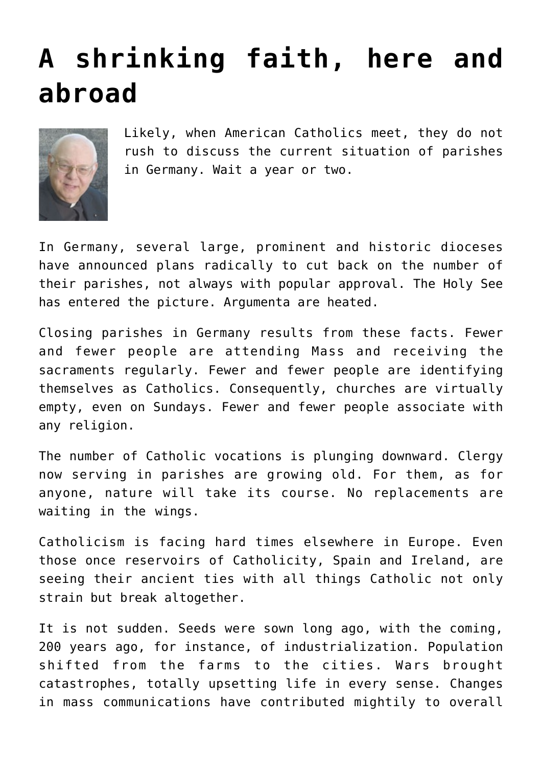# A shrinking faith, here and abroad

Likely, when American Catholics meet, they do not rush to discuss the current situation of parishes in Germany. Wait a year or two.

In Germany, several large, prominent and historic dioceses have announced plans radically to cut back on the number of their parishes, not always with popular approval. The Holy See has entered the picture. Argumenta are heated.

Closing parishes in Germany results from these facts. Fewer and fewer people are attending Mass and receiving the sacraments regularly. Fewer and fewer people are identifying themselves as Catholics. Consequently, churches are virtually empty, even on Sundays. Fewer and fewer people associate with any religion.

The number of Catholic vocations is plunging downward. Clergy now serving in parishes are growing old. For them, as for anyone, nature will take its course. No replacements are waiting in the wings.

Catholicism is facing hard times elsewhere in Europe. Even those once reservoirs of Catholicity, Spain and Ireland, are seeing their ancient ties with all things Catholic not only strain but break altogether.

It is not sudden. Seeds were sown long ago, with the coming, 200 years ago, for instance, of industrialization. Population shifted from the farms to the cities. Wars brought catastrophes, totally upsetting life in every sense. Changes in mass communications have contributed mightily to overall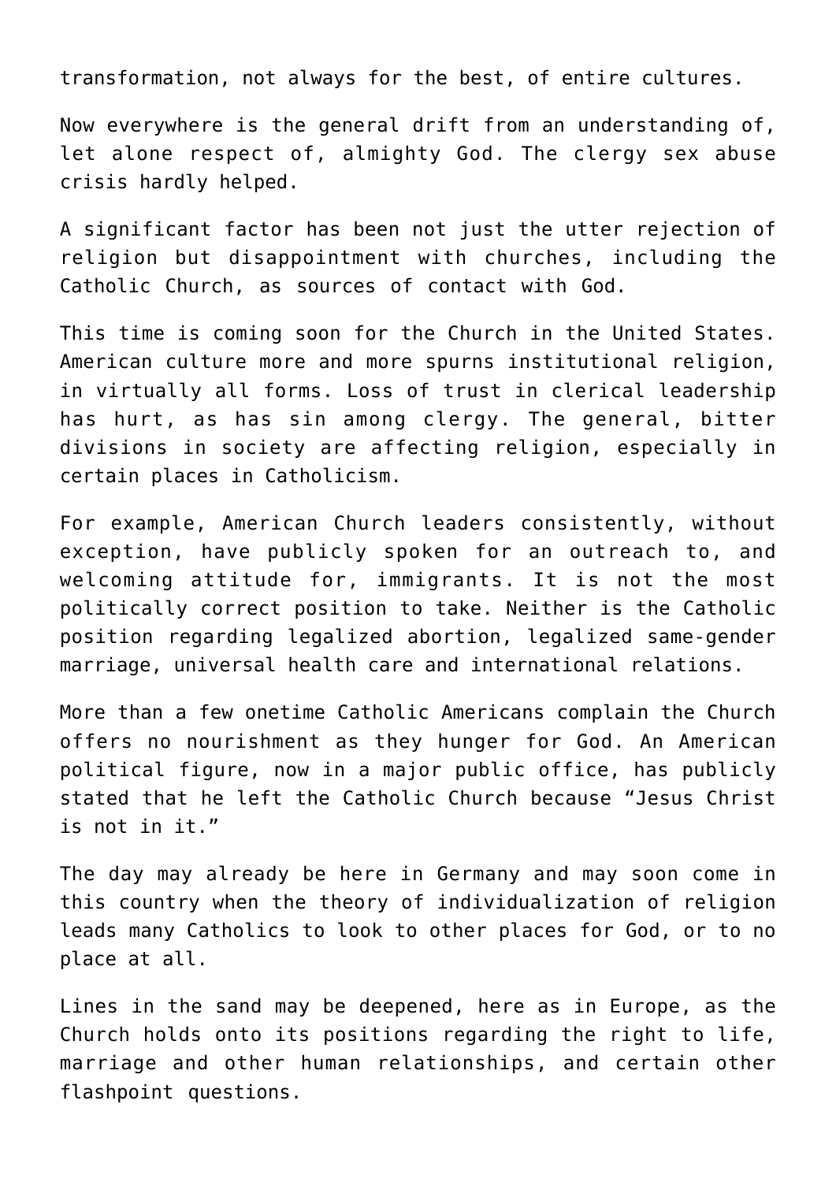transformation, not always for the best, of entire cultures.

Now everywhere is the general drift from an understanding of, let alone respect of, almighty God. The clergy sex abuse crisis hardly helped.

A significant factor has been not just the utter rejection of religion but disappointment with churches, including the Catholic Church, as sources of contact with God.

This time is coming soon for the Church in the United States. American culture more and more spurns institutional religion, in virtually all forms. Loss of trust in clerical leadership has hurt, as has sin among clergy. The general, bitter divisions in society are affecting religion, especially in certain places in Catholicism.

For example, American Church leaders consistently, without exception, have publicly spoken for an outreach to, and welcoming attitude for, immigrants. It is not the most politically correct position to take. Neither is the Catholic position regarding legalized abortion, legalized same-gender marriage, universal health care and international relations.

More than a few onetime Catholic Americans complain the Church offers no nourishment as they hunger for God. An American political figure, now in a major public office, has publicly stated that he left the Catholic Church because "Jesus Christ is not in it."

The day may already be here in Germany and may soon come in this country when the theory of individualization of religion leads many Catholics to look to other places for God, or to no place at all.

Lines in the sand may be deepened, here as in Europe, as the Church holds onto its positions regarding the right to life, marriage and other human relationships, and certain other flashpoint questions.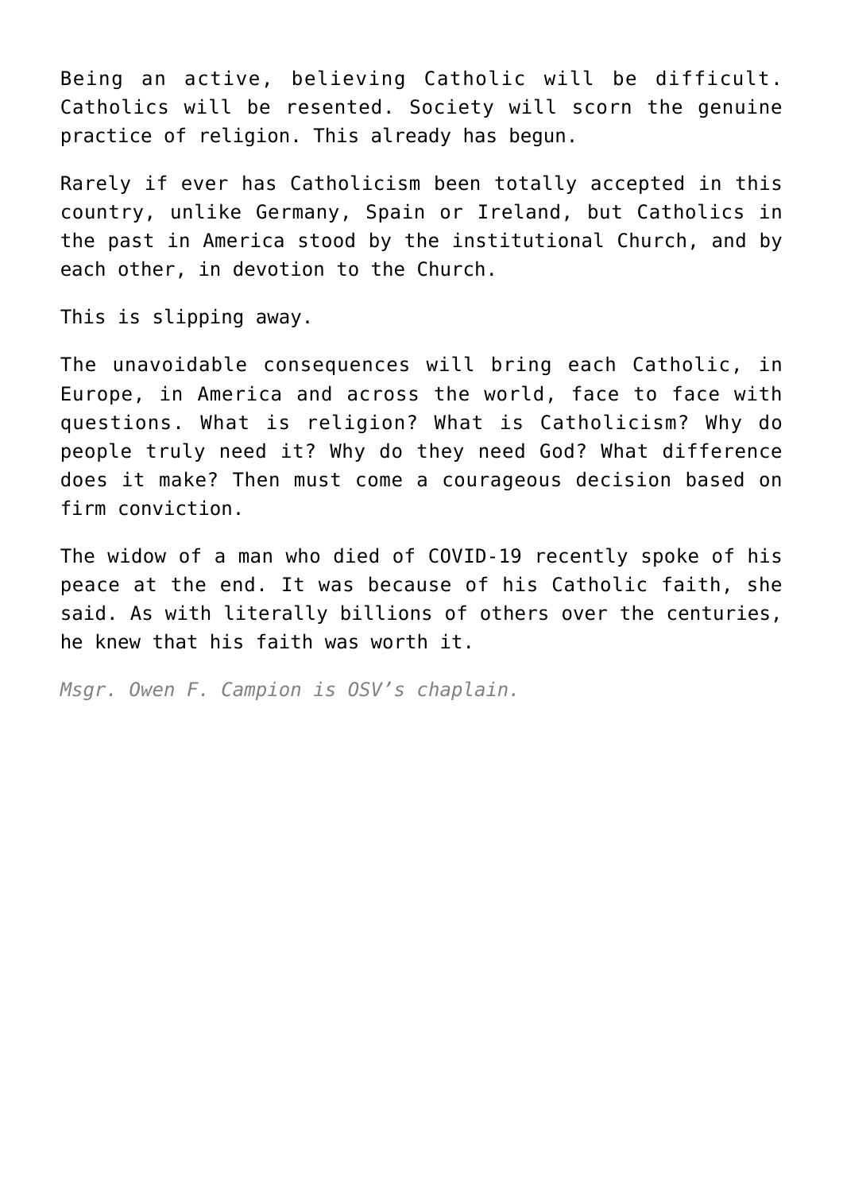Being an active, believing Catholic will be difficult. Catholics will be resented. Society will scorn the genuine practice of religion. This already has begun.

Rarely if ever has Catholicism been totally accepted in this country, unlike Germany, Spain or Ireland, but Catholics in the past in America stood by the institutional Church, and by each other, in devotion to the Church.

This is slipping away.

The unavoidable consequences will bring each Catholic, in Europe, in America and across the world, face to face with questions. What is religion? What is Catholicism? Why do people truly need it? Why do they need God? What difference does it make? Then must come a courageous decision based on firm conviction.

The widow of a man who died of COVID-19 recently spoke of his peace at the end. It was because of his Catholic faith, she said. As with literally billions of others over the centuries, he knew that his faith was worth it.

*Msgr. Owen F. Campion is OSV's chaplain.*